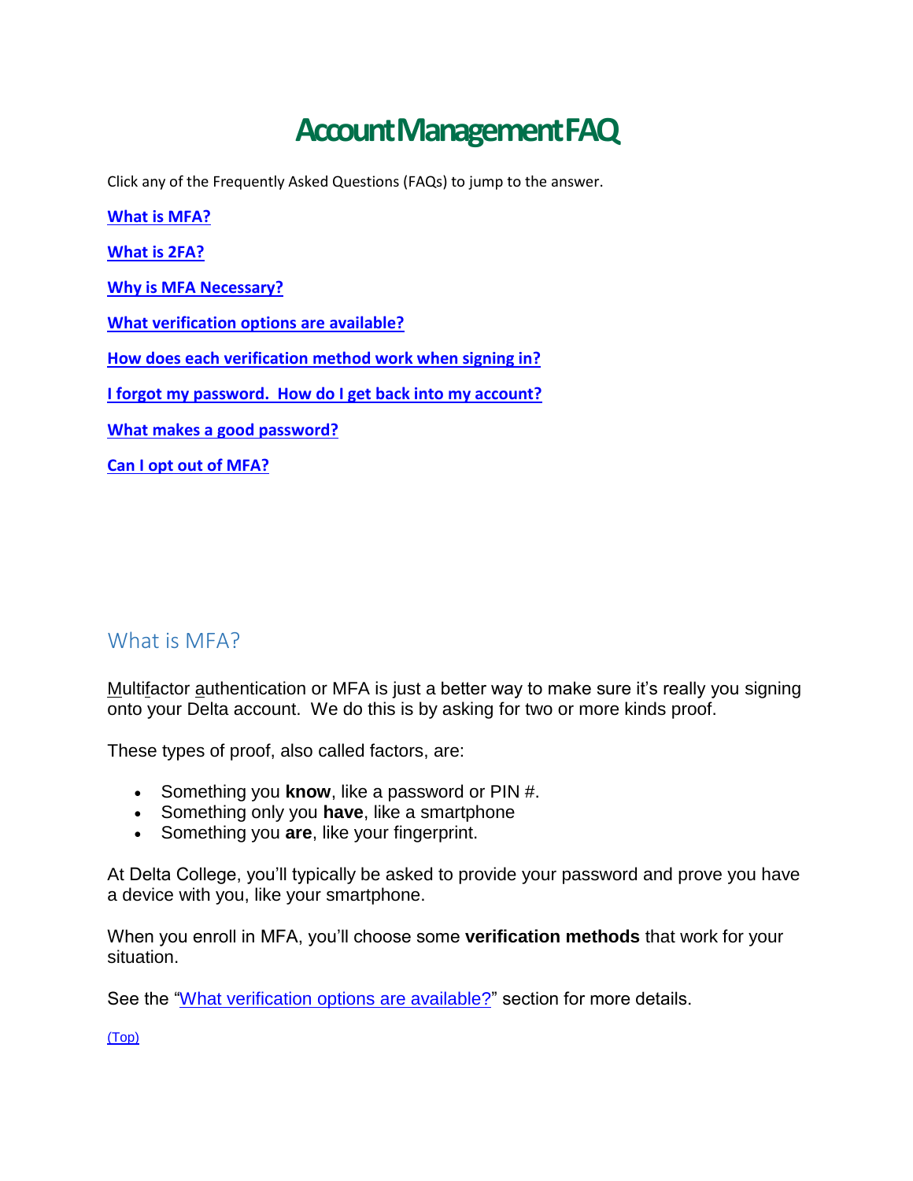# Account Management FAQ

Click any of the Frequently Asked Questions (FAQs) to jump to the answer.

**What is MFA?**

**What is 2FA?**

**Why is MFA Necessary?**

**What verification options are available?**

**How does each verification method work when signing in?**

**I forgot my password. How do I get back into my account?**

**What makes a good password?**

**Can I opt out of MFA?**

## What is MFA?

Multifactor authentication or MFA is just a better way to make sure it's really you signing onto your Delta account. We do this is by asking for two or more kinds proof.

These types of proof, also called factors, are:

- Something you **know**, like a password or PIN #.
- Something only you **have**, like a smartphone
- Something you **are**, like your fingerprint.

At Delta College, you'll typically be asked to provide your password and prove you have a device with you, like your smartphone.

When you enroll in MFA, you'll choose some **verification methods** that work for your situation.

See the "What verification options are available?" section for more details.

(Top)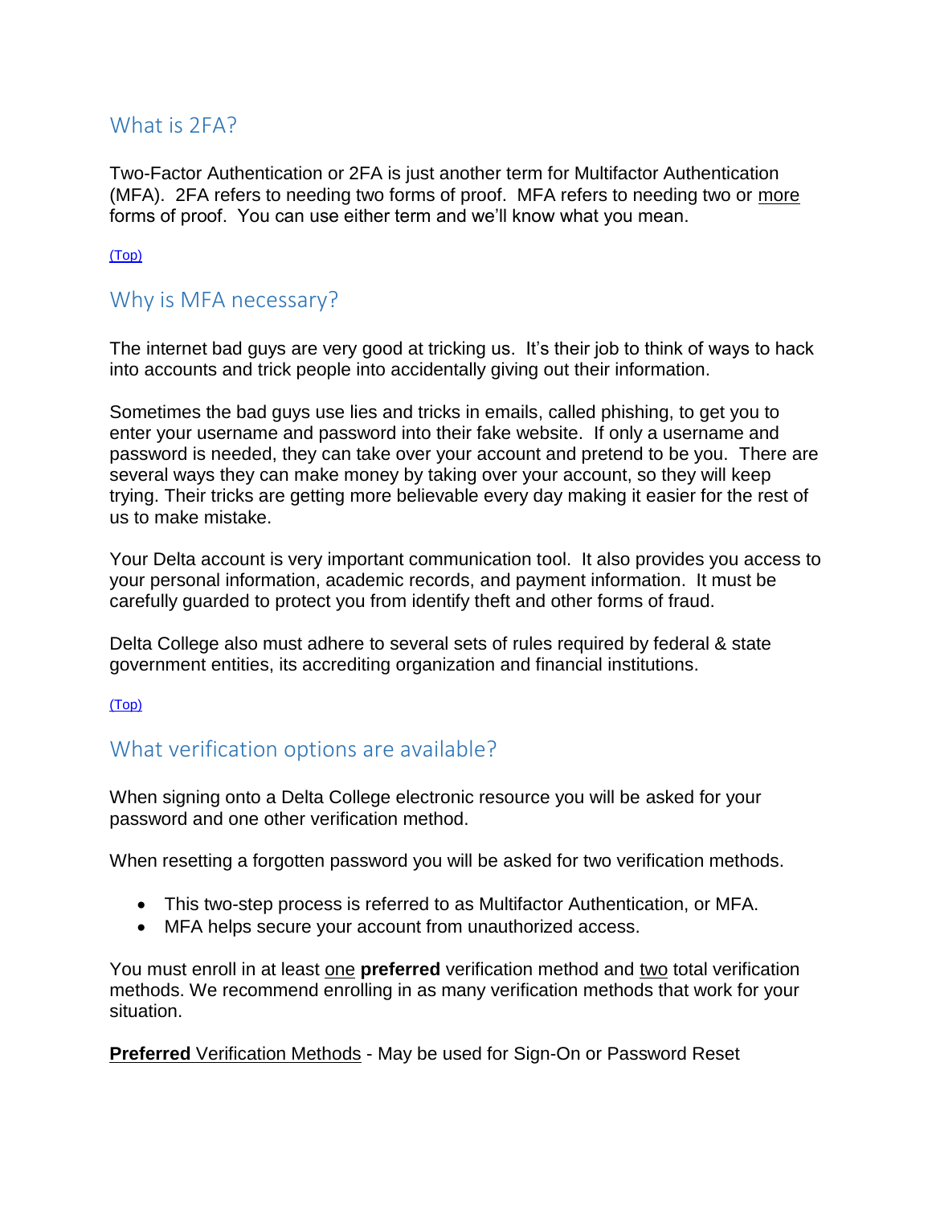## What is 2FA?

Two-Factor Authentication or 2FA is just another term for Multifactor Authentication (MFA). 2FA refers to needing two forms of proof. MFA refers to needing two or more forms of proof. You can use either term and we'll know what you mean.

(Top)

## Why is MFA necessary?

The internet bad guys are very good at tricking us. It's their job to think of ways to hack into accounts and trick people into accidentally giving out their information.

Sometimes the bad guys use lies and tricks in emails, called phishing, to get you to enter your username and password into their fake website. If only a username and password is needed, they can take over your account and pretend to be you. There are several ways they can make money by taking over your account, so they will keep trying. Their tricks are getting more believable every day making it easier for the rest of us to make mistake.

Your Delta account is very important communication tool. It also provides you access to your personal information, academic records, and payment information. It must be carefully guarded to protect you from identify theft and other forms of fraud.

Delta College also must adhere to several sets of rules required by federal & state government entities, its accrediting organization and financial institutions.

(Top)

## What verification options are available?

When signing onto a Delta College electronic resource you will be asked for your password and one other verification method.

When resetting a forgotten password you will be asked for two verification methods.

- This two-step process is referred to as Multifactor Authentication, or MFA.
- MFA helps secure your account from unauthorized access.

You must enroll in at least one **preferred** verification method and two total verification methods. We recommend enrolling in as many verification methods that work for your situation.

**Preferred** Verification Methods - May be used for Sign-On or Password Reset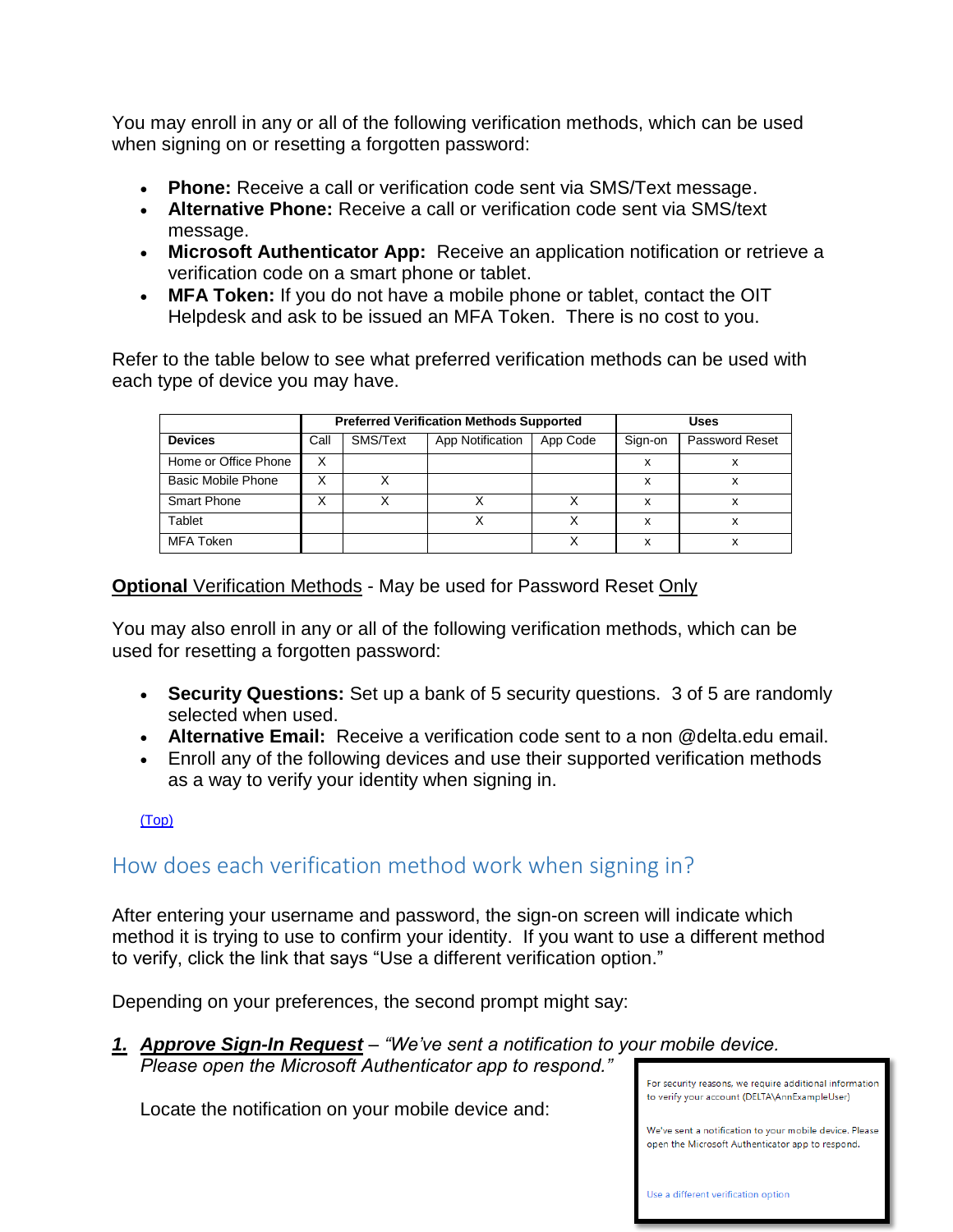You may enroll in any or all of the following verification methods, which can be used when signing on or resetting a forgotten password:

- **Phone:** Receive a call or verification code sent via SMS/Text message.
- **Alternative Phone:** Receive a call or verification code sent via SMS/text message.
- **Microsoft Authenticator App:** Receive an application notification or retrieve a verification code on a smart phone or tablet.
- **MFA Token:** If you do not have a mobile phone or tablet, contact the OIT Helpdesk and ask to be issued an MFA Token. There is no cost to you.

Refer to the table below to see what preferred verification methods can be used with each type of device you may have.

| | **Preferred Verification Methods Supported** | | | | **Uses** | |
|---|---|---|---|---|---|---|
| **Devices** | Call | SMS/Text | App Notification | App Code | Sign-on | Password Reset |
| Home or Office Phone | X | | | | x | x |
| Basic Mobile Phone | X | X | | | x | x |
| Smart Phone | X | X | X | X | x | x |
| Tablet | | | X | X | x | x |
| MFA Token | | | | X | x | x |

**Optional** Verification Methods - May be used for Password Reset Only

You may also enroll in any or all of the following verification methods, which can be used for resetting a forgotten password:

- **Security Questions:** Set up a bank of 5 security questions. 3 of 5 are randomly selected when used.
- **Alternative Email:** Receive a verification code sent to a non @delta.edu email.
- Enroll any of the following devices and use their supported verification methods as a way to verify your identity when signing in.

(Top)

## How does each verification method work when signing in?

After entering your username and password, the sign-on screen will indicate which method it is trying to use to confirm your identity. If you want to use a different method to verify, click the link that says "Use a different verification option."

Depending on your preferences, the second prompt might say:

1. ***Approve Sign-In Request*** – *"We've sent a notification to your mobile device. Please open the Microsoft Authenticator app to respond."*

   Locate the notification on your mobile device and:

For security reasons, we require additional information to verify your account (DELTA\AnnExampleUser)

We've sent a notification to your mobile device. Please open the Microsoft Authenticator app to respond.

Use a different verification option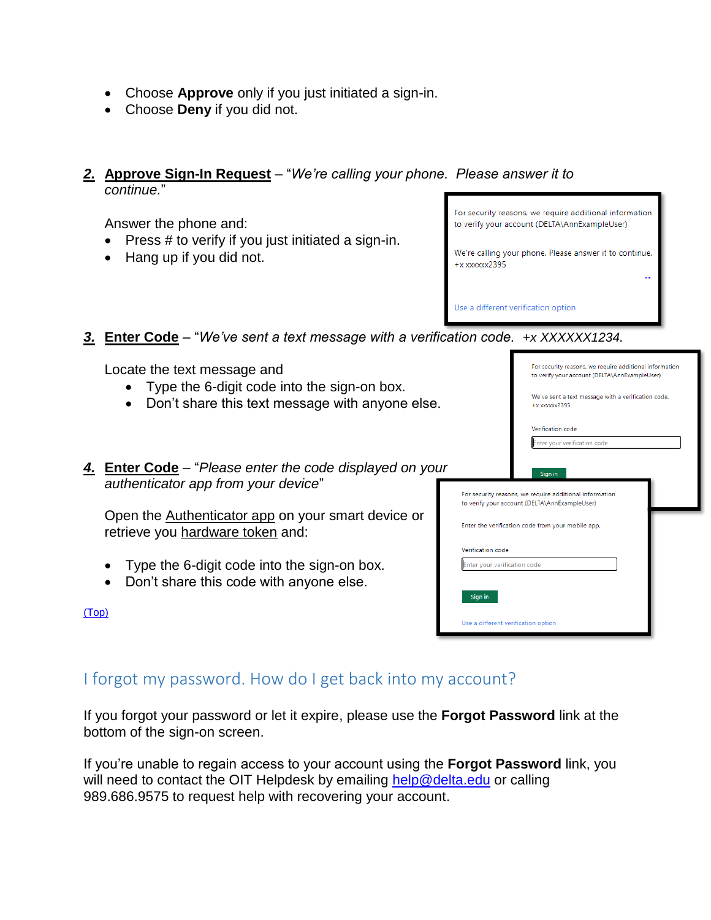- Choose **Approve** only if you just initiated a sign-in.
- Choose **Deny** if you did not.

**2. Approve Sign-In Request** – "*We're calling your phone. Please answer it to continue.*"

Answer the phone and:

- Press # to verify if you just initiated a sign-in.
- Hang up if you did not.

For security reasons, we require additional information to verify your account (DELTA\AnnExampleUser)

We're calling your phone. Please answer it to continue.
+x xxxxxx2395

Use a different verification option

**3. Enter Code** – "*We've sent a text message with a verification code. +x XXXXXX1234.*"

Locate the text message and

- Type the 6-digit code into the sign-on box.
- Don't share this text message with anyone else.

For security reasons, we require additional information to verify your account (DELTA\AnnExampleUser)

We've sent a text message with a verification code.
+x xxxxxx2395

Verification code

Enter your verification code

Sign in

**4. Enter Code** – "*Please enter the code displayed on your authenticator app from your device*"

Open the Authenticator app on your smart device or retrieve you hardware token and:

- Type the 6-digit code into the sign-on box.
- Don't share this code with anyone else.

For security reasons, we require additional information to verify your account (DELTA\AnnExampleUser)

Enter the verification code from your mobile app.

Verification code

Enter your verification code

Sign in

Use a different verification option

(Top)

## I forgot my password. How do I get back into my account?

If you forgot your password or let it expire, please use the **Forgot Password** link at the bottom of the sign-on screen.

If you're unable to regain access to your account using the **Forgot Password** link, you will need to contact the OIT Helpdesk by emailing help@delta.edu or calling 989.686.9575 to request help with recovering your account.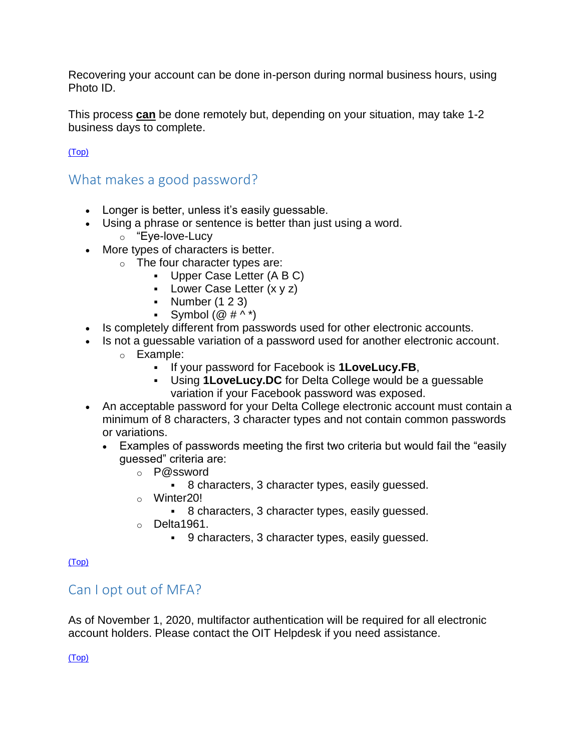Recovering your account can be done in-person during normal business hours, using Photo ID.

This process **can** be done remotely but, depending on your situation, may take 1-2 business days to complete.

(Top)

## What makes a good password?

- Longer is better, unless it's easily guessable.
- Using a phrase or sentence is better than just using a word.
  - "Eye-love-Lucy
- More types of characters is better.
  - The four character types are:
    - Upper Case Letter (A B C)
    - Lower Case Letter (x y z)
    - Number (1 2 3)
    - Symbol (@ # ^ *)
- Is completely different from passwords used for other electronic accounts.
- Is not a guessable variation of a password used for another electronic account.
  - Example:
    - If your password for Facebook is **1LoveLucy.FB**,
    - Using **1LoveLucy.DC** for Delta College would be a guessable variation if your Facebook password was exposed.
- An acceptable password for your Delta College electronic account must contain a minimum of 8 characters, 3 character types and not contain common passwords or variations.
  - Examples of passwords meeting the first two criteria but would fail the "easily guessed" criteria are:
    - P@ssword
      - 8 characters, 3 character types, easily guessed.
    - Winter20!
      - 8 characters, 3 character types, easily guessed.
    - Delta1961.
      - 9 characters, 3 character types, easily guessed.

(Top)

## Can I opt out of MFA?

As of November 1, 2020, multifactor authentication will be required for all electronic account holders. Please contact the OIT Helpdesk if you need assistance.

(Top)